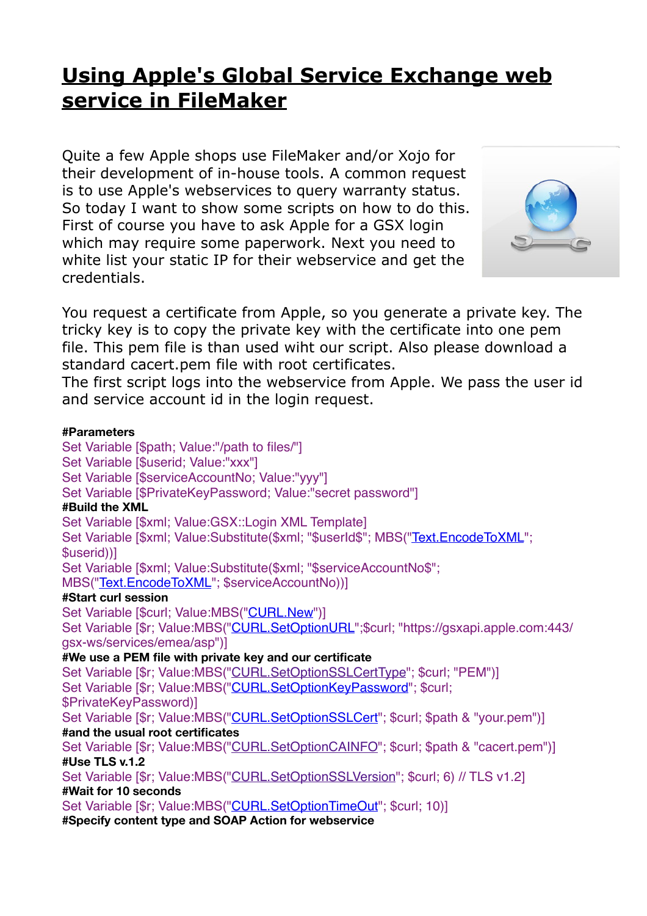# Using Apple's Global Service Exchange web service in FileMaker

Quite a few Apple shops use FileMaker and/or Xojo for their development of in-house tools. A common request is to use Apple's webservices to query warranty status. So today I want to show some scripts on how to do this. First of course you have to ask Apple for a GSX login which may require some paperwork. Next you need to white list your static IP for their webservice and get the credentials.

You request a certificate from Apple, so you generate a private key. The tricky key is to copy the private key with the certificate into one pem file. This pem file is than used wiht our script. Also please download a standard cacert.pem file with root certificates.
The first script logs into the webservice from Apple. We pass the user id and service account id in the login request.

```
#Parameters
Set Variable [$path; Value:"/path to files/"]
Set Variable [$userid; Value:"xxx"]
Set Variable [$serviceAccountNo; Value:"yyy"]
Set Variable [$PrivateKeyPassword; Value:"secret password"]
#Build the XML
Set Variable [$xml; Value:GSX::Login XML Template]
Set Variable [$xml; Value:Substitute($xml; "$userId$"; MBS("Text.EncodeToXML"; $userid))]
Set Variable [$xml; Value:Substitute($xml; "$serviceAccountNo$"; MBS("Text.EncodeToXML"; $serviceAccountNo))]
#Start curl session
Set Variable [$curl; Value:MBS("CURL.New")]
Set Variable [$r; Value:MBS("CURL.SetOptionURL";$curl; "https://gsxapi.apple.com:443/gsx-ws/services/emea/asp")]
#We use a PEM file with private key and our certificate
Set Variable [$r; Value:MBS("CURL.SetOptionSSLCertType"; $curl; "PEM")]
Set Variable [$r; Value:MBS("CURL.SetOptionKeyPassword"; $curl; $PrivateKeyPassword)]
Set Variable [$r; Value:MBS("CURL.SetOptionSSLCert"; $curl; $path & "your.pem")]
#and the usual root certificates
Set Variable [$r; Value:MBS("CURL.SetOptionCAINFO"; $curl; $path & "cacert.pem")]
#Use TLS v.1.2
Set Variable [$r; Value:MBS("CURL.SetOptionSSLVersion"; $curl; 6) // TLS v1.2]
#Wait for 10 seconds
Set Variable [$r; Value:MBS("CURL.SetOptionTimeOut"; $curl; 10)]
#Specify content type and SOAP Action for webservice
```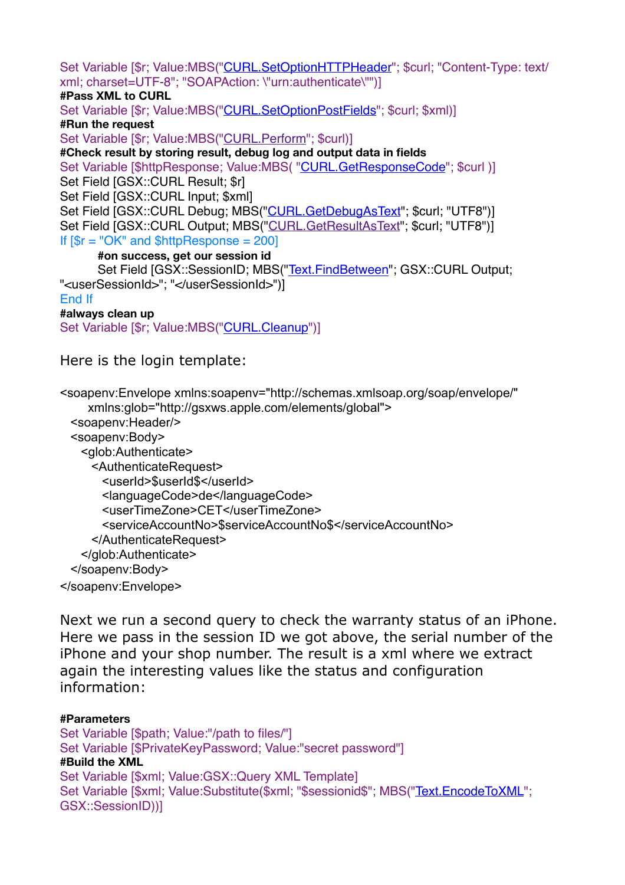```
Set Variable [$r; Value:MBS("CURL.SetOptionHTTPHeader"; $curl; "Content-Type: text/xml; charset=UTF-8"; "SOAPAction: \"urn:authenticate\"")]
#Pass XML to CURL
Set Variable [$r; Value:MBS("CURL.SetOptionPostFields"; $curl; $xml)]
#Run the request
Set Variable [$r; Value:MBS("CURL.Perform"; $curl)]
#Check result by storing result, debug log and output data in fields
Set Variable [$httpResponse; Value:MBS( "CURL.GetResponseCode"; $curl )]
Set Field [GSX::CURL Result; $r]
Set Field [GSX::CURL Input; $xml]
Set Field [GSX::CURL Debug; MBS("CURL.GetDebugAsText"; $curl; "UTF8")]
Set Field [GSX::CURL Output; MBS("CURL.GetResultAsText"; $curl; "UTF8")]
If [$r = "OK" and $httpResponse = 200]
	#on success, get our session id
	Set Field [GSX::SessionID; MBS("Text.FindBetween"; GSX::CURL Output; "<userSessionId>"; "</userSessionId>")]
End If
#always clean up
Set Variable [$r; Value:MBS("CURL.Cleanup")]
```

Here is the login template:

```
<soapenv:Envelope xmlns:soapenv="http://schemas.xmlsoap.org/soap/envelope/"
    xmlns:glob="http://gsxws.apple.com/elements/global">
  <soapenv:Header/>
  <soapenv:Body>
    <glob:Authenticate>
      <AuthenticateRequest>
        <userId>$userId$</userId>
        <languageCode>de</languageCode>
        <userTimeZone>CET</userTimeZone>
        <serviceAccountNo>$serviceAccountNo$</serviceAccountNo>
      </AuthenticateRequest>
    </glob:Authenticate>
  </soapenv:Body>
</soapenv:Envelope>
```

Next we run a second query to check the warranty status of an iPhone. Here we pass in the session ID we got above, the serial number of the iPhone and your shop number. The result is a xml where we extract again the interesting values like the status and configuration information:

```
#Parameters
Set Variable [$path; Value:"/path to files/"]
Set Variable [$PrivateKeyPassword; Value:"secret password"]
#Build the XML
Set Variable [$xml; Value:GSX::Query XML Template]
Set Variable [$xml; Value:Substitute($xml; "$sessionid$"; MBS("Text.EncodeToXML"; GSX::SessionID))]
```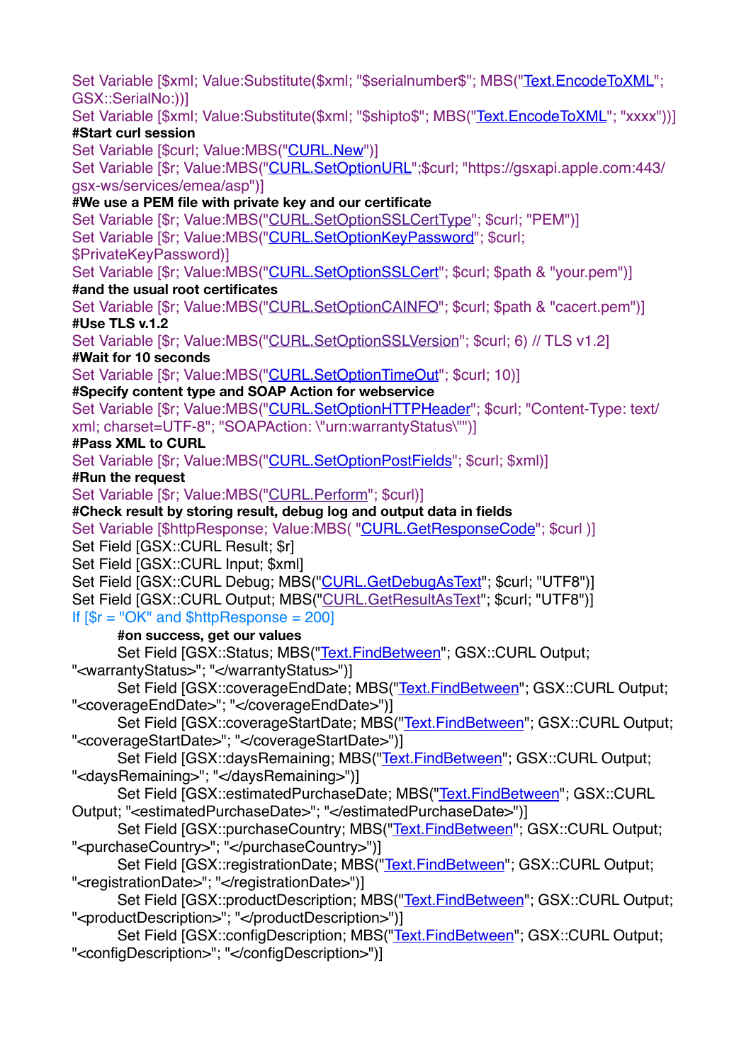```
Set Variable [$xml; Value:Substitute($xml; "$serialnumber$"; MBS("Text.EncodeToXML"; GSX::SerialNo:))]
Set Variable [$xml; Value:Substitute($xml; "$shipto$"; MBS("Text.EncodeToXML"; "xxxx"))]
#Start curl session
Set Variable [$curl; Value:MBS("CURL.New")]
Set Variable [$r; Value:MBS("CURL.SetOptionURL";$curl; "https://gsxapi.apple.com:443/gsx-ws/services/emea/asp")]
#We use a PEM file with private key and our certificate
Set Variable [$r; Value:MBS("CURL.SetOptionSSLCertType"; $curl; "PEM")]
Set Variable [$r; Value:MBS("CURL.SetOptionKeyPassword"; $curl; $PrivateKeyPassword)]
Set Variable [$r; Value:MBS("CURL.SetOptionSSLCert"; $curl; $path & "your.pem")]
#and the usual root certificates
Set Variable [$r; Value:MBS("CURL.SetOptionCAINFO"; $curl; $path & "cacert.pem")]
#Use TLS v.1.2
Set Variable [$r; Value:MBS("CURL.SetOptionSSLVersion"; $curl; 6) // TLS v1.2]
#Wait for 10 seconds
Set Variable [$r; Value:MBS("CURL.SetOptionTimeOut"; $curl; 10)]
#Specify content type and SOAP Action for webservice
Set Variable [$r; Value:MBS("CURL.SetOptionHTTPHeader"; $curl; "Content-Type: text/xml; charset=UTF-8"; "SOAPAction: \"urn:warrantyStatus\"")]
#Pass XML to CURL
Set Variable [$r; Value:MBS("CURL.SetOptionPostFields"; $curl; $xml)]
#Run the request
Set Variable [$r; Value:MBS("CURL.Perform"; $curl)]
#Check result by storing result, debug log and output data in fields
Set Variable [$httpResponse; Value:MBS( "CURL.GetResponseCode"; $curl )]
Set Field [GSX::CURL Result; $r]
Set Field [GSX::CURL Input; $xml]
Set Field [GSX::CURL Debug; MBS("CURL.GetDebugAsText"; $curl; "UTF8")]
Set Field [GSX::CURL Output; MBS("CURL.GetResultAsText"; $curl; "UTF8")]
If [$r = "OK" and $httpResponse = 200]
	#on success, get our values
	Set Field [GSX::Status; MBS("Text.FindBetween"; GSX::CURL Output; "<warrantyStatus>"; "</warrantyStatus>")]
	Set Field [GSX::coverageEndDate; MBS("Text.FindBetween"; GSX::CURL Output; "<coverageEndDate>"; "</coverageEndDate>")]
	Set Field [GSX::coverageStartDate; MBS("Text.FindBetween"; GSX::CURL Output; "<coverageStartDate>"; "</coverageStartDate>")]
	Set Field [GSX::daysRemaining; MBS("Text.FindBetween"; GSX::CURL Output; "<daysRemaining>"; "</daysRemaining>")]
	Set Field [GSX::estimatedPurchaseDate; MBS("Text.FindBetween"; GSX::CURL Output; "<estimatedPurchaseDate>"; "</estimatedPurchaseDate>")]
	Set Field [GSX::purchaseCountry; MBS("Text.FindBetween"; GSX::CURL Output; "<purchaseCountry>"; "</purchaseCountry>")]
	Set Field [GSX::registrationDate; MBS("Text.FindBetween"; GSX::CURL Output; "<registrationDate>"; "</registrationDate>")]
	Set Field [GSX::productDescription; MBS("Text.FindBetween"; GSX::CURL Output; "<productDescription>"; "</productDescription>")]
	Set Field [GSX::configDescription; MBS("Text.FindBetween"; GSX::CURL Output; "<configDescription>"; "</configDescription>")]
```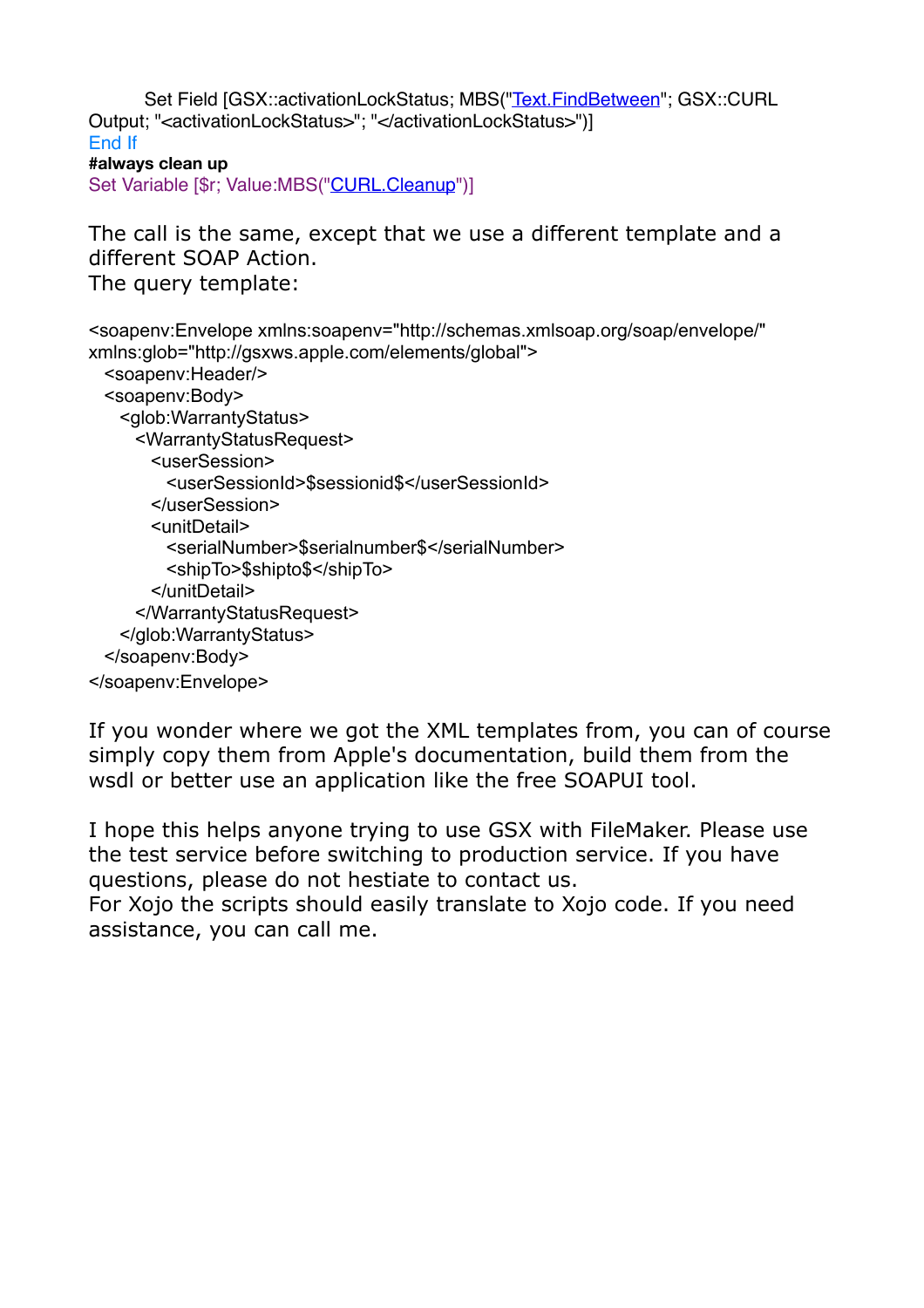```
    Set Field [GSX::activationLockStatus; MBS("Text.FindBetween"; GSX::CURL
Output; "<activationLockStatus>"; "</activationLockStatus>")]
End If
#always clean up
Set Variable [$r; Value:MBS("CURL.Cleanup")]
```

The call is the same, except that we use a different template and a different SOAP Action.
The query template:

```
<soapenv:Envelope xmlns:soapenv="http://schemas.xmlsoap.org/soap/envelope/"
xmlns:glob="http://gsxws.apple.com/elements/global">
  <soapenv:Header/>
  <soapenv:Body>
    <glob:WarrantyStatus>
      <WarrantyStatusRequest>
        <userSession>
          <userSessionId>$sessionid$</userSessionId>
        </userSession>
        <unitDetail>
          <serialNumber>$serialnumber$</serialNumber>
          <shipTo>$shipto$</shipTo>
        </unitDetail>
      </WarrantyStatusRequest>
    </glob:WarrantyStatus>
  </soapenv:Body>
</soapenv:Envelope>
```

If you wonder where we got the XML templates from, you can of course simply copy them from Apple's documentation, build them from the wsdl or better use an application like the free SOAPUI tool.

I hope this helps anyone trying to use GSX with FileMaker. Please use the test service before switching to production service. If you have questions, please do not hestiate to contact us.
For Xojo the scripts should easily translate to Xojo code. If you need assistance, you can call me.